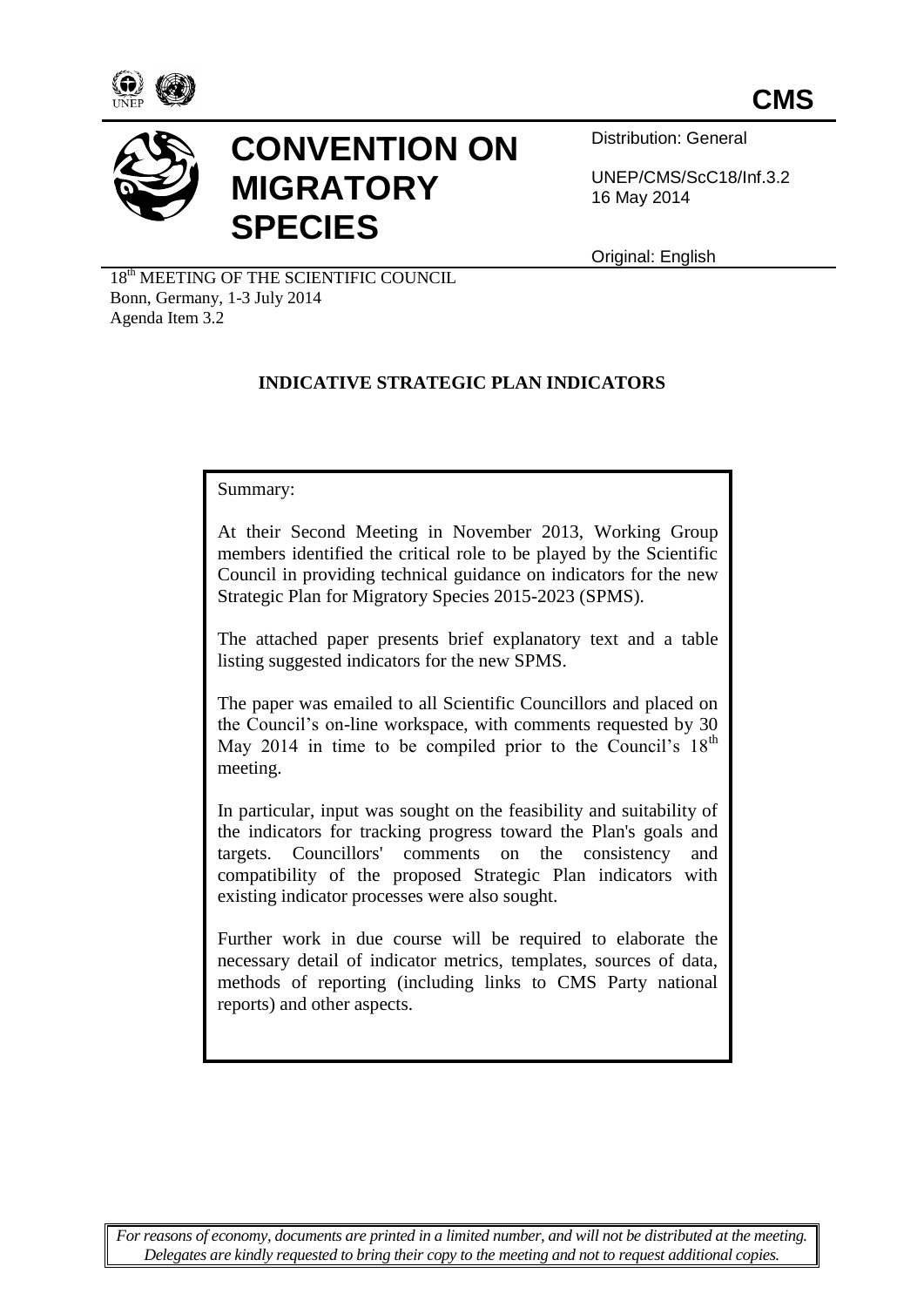CMS

# CONVENTION ON MIGRATORY SPECIES

Distribution: General

UNEP/CMS/ScC18/Inf.3.2
16 May 2014

Original: English

18th MEETING OF THE SCIENTIFIC COUNCIL
Bonn, Germany, 1-3 July 2014
Agenda Item 3.2

## INDICATIVE STRATEGIC PLAN INDICATORS

Summary:

At their Second Meeting in November 2013, Working Group members identified the critical role to be played by the Scientific Council in providing technical guidance on indicators for the new Strategic Plan for Migratory Species 2015-2023 (SPMS).

The attached paper presents brief explanatory text and a table listing suggested indicators for the new SPMS.

The paper was emailed to all Scientific Councillors and placed on the Council's on-line workspace, with comments requested by 30 May 2014 in time to be compiled prior to the Council's 18th meeting.

In particular, input was sought on the feasibility and suitability of the indicators for tracking progress toward the Plan's goals and targets. Councillors' comments on the consistency and compatibility of the proposed Strategic Plan indicators with existing indicator processes were also sought.

Further work in due course will be required to elaborate the necessary detail of indicator metrics, templates, sources of data, methods of reporting (including links to CMS Party national reports) and other aspects.

*For reasons of economy, documents are printed in a limited number, and will not be distributed at the meeting. Delegates are kindly requested to bring their copy to the meeting and not to request additional copies.*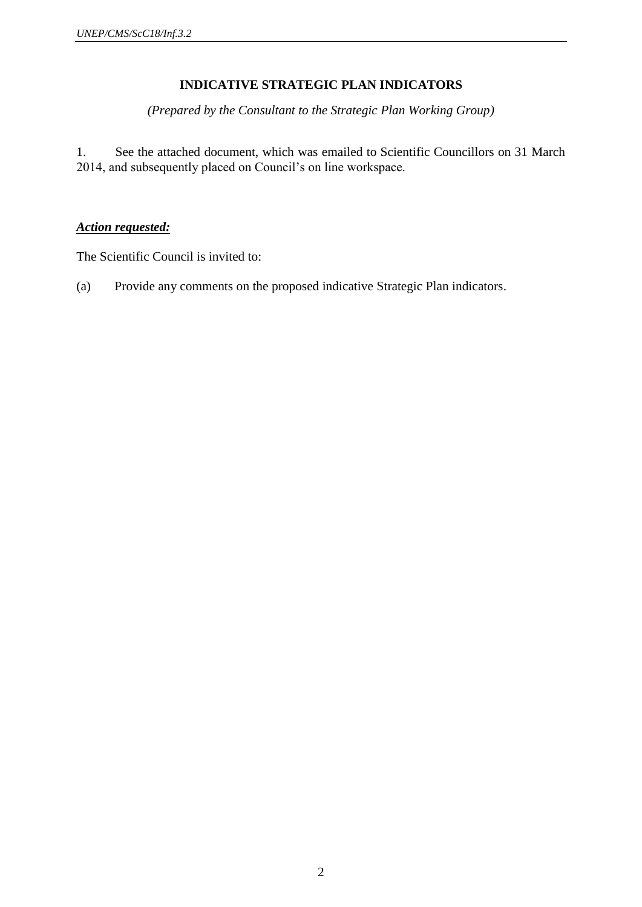# INDICATIVE STRATEGIC PLAN INDICATORS

*(Prepared by the Consultant to the Strategic Plan Working Group)*

1. See the attached document, which was emailed to Scientific Councillors on 31 March 2014, and subsequently placed on Council's on line workspace.

***Action requested:***

The Scientific Council is invited to:

(a) Provide any comments on the proposed indicative Strategic Plan indicators.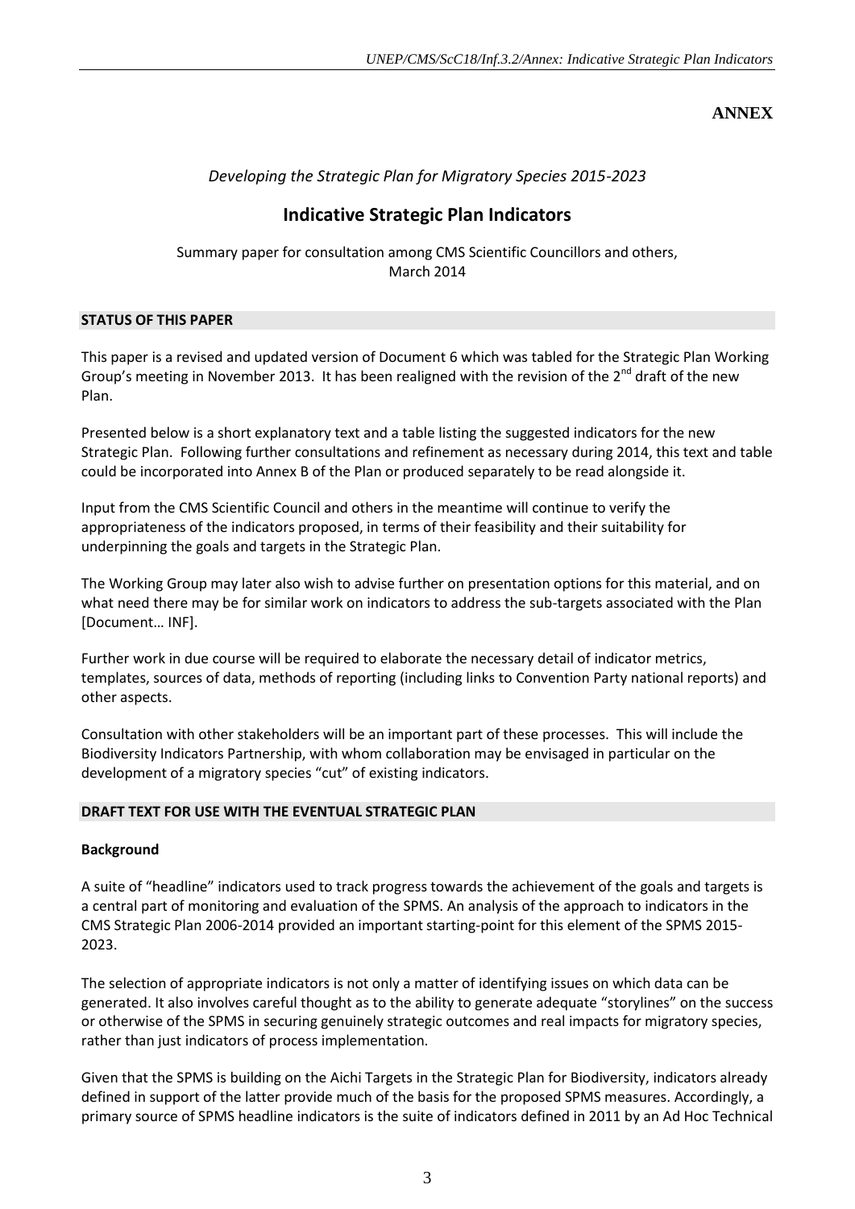**ANNEX**

*Developing the Strategic Plan for Migratory Species 2015-2023*

## Indicative Strategic Plan Indicators

Summary paper for consultation among CMS Scientific Councillors and others, March 2014

### STATUS OF THIS PAPER

This paper is a revised and updated version of Document 6 which was tabled for the Strategic Plan Working Group's meeting in November 2013. It has been realigned with the revision of the 2nd draft of the new Plan.

Presented below is a short explanatory text and a table listing the suggested indicators for the new Strategic Plan. Following further consultations and refinement as necessary during 2014, this text and table could be incorporated into Annex B of the Plan or produced separately to be read alongside it.

Input from the CMS Scientific Council and others in the meantime will continue to verify the appropriateness of the indicators proposed, in terms of their feasibility and their suitability for underpinning the goals and targets in the Strategic Plan.

The Working Group may later also wish to advise further on presentation options for this material, and on what need there may be for similar work on indicators to address the sub-targets associated with the Plan [Document… INF].

Further work in due course will be required to elaborate the necessary detail of indicator metrics, templates, sources of data, methods of reporting (including links to Convention Party national reports) and other aspects.

Consultation with other stakeholders will be an important part of these processes. This will include the Biodiversity Indicators Partnership, with whom collaboration may be envisaged in particular on the development of a migratory species "cut" of existing indicators.

### DRAFT TEXT FOR USE WITH THE EVENTUAL STRATEGIC PLAN

**Background**

A suite of "headline" indicators used to track progress towards the achievement of the goals and targets is a central part of monitoring and evaluation of the SPMS. An analysis of the approach to indicators in the CMS Strategic Plan 2006-2014 provided an important starting-point for this element of the SPMS 2015-2023.

The selection of appropriate indicators is not only a matter of identifying issues on which data can be generated. It also involves careful thought as to the ability to generate adequate "storylines" on the success or otherwise of the SPMS in securing genuinely strategic outcomes and real impacts for migratory species, rather than just indicators of process implementation.

Given that the SPMS is building on the Aichi Targets in the Strategic Plan for Biodiversity, indicators already defined in support of the latter provide much of the basis for the proposed SPMS measures. Accordingly, a primary source of SPMS headline indicators is the suite of indicators defined in 2011 by an Ad Hoc Technical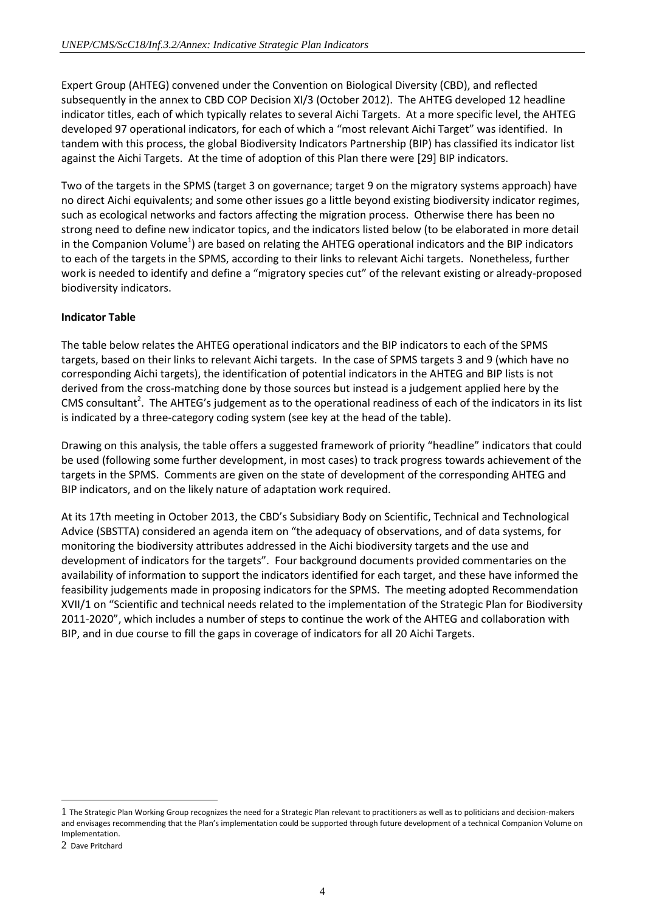Expert Group (AHTEG) convened under the Convention on Biological Diversity (CBD), and reflected subsequently in the annex to CBD COP Decision XI/3 (October 2012). The AHTEG developed 12 headline indicator titles, each of which typically relates to several Aichi Targets. At a more specific level, the AHTEG developed 97 operational indicators, for each of which a "most relevant Aichi Target" was identified. In tandem with this process, the global Biodiversity Indicators Partnership (BIP) has classified its indicator list against the Aichi Targets. At the time of adoption of this Plan there were [29] BIP indicators.

Two of the targets in the SPMS (target 3 on governance; target 9 on the migratory systems approach) have no direct Aichi equivalents; and some other issues go a little beyond existing biodiversity indicator regimes, such as ecological networks and factors affecting the migration process. Otherwise there has been no strong need to define new indicator topics, and the indicators listed below (to be elaborated in more detail in the Companion Volume[1]) are based on relating the AHTEG operational indicators and the BIP indicators to each of the targets in the SPMS, according to their links to relevant Aichi targets. Nonetheless, further work is needed to identify and define a "migratory species cut" of the relevant existing or already-proposed biodiversity indicators.

**Indicator Table**

The table below relates the AHTEG operational indicators and the BIP indicators to each of the SPMS targets, based on their links to relevant Aichi targets. In the case of SPMS targets 3 and 9 (which have no corresponding Aichi targets), the identification of potential indicators in the AHTEG and BIP lists is not derived from the cross-matching done by those sources but instead is a judgement applied here by the CMS consultant[2]. The AHTEG's judgement as to the operational readiness of each of the indicators in its list is indicated by a three-category coding system (see key at the head of the table).

Drawing on this analysis, the table offers a suggested framework of priority "headline" indicators that could be used (following some further development, in most cases) to track progress towards achievement of the targets in the SPMS. Comments are given on the state of development of the corresponding AHTEG and BIP indicators, and on the likely nature of adaptation work required.

At its 17th meeting in October 2013, the CBD's Subsidiary Body on Scientific, Technical and Technological Advice (SBSTTA) considered an agenda item on "the adequacy of observations, and of data systems, for monitoring the biodiversity attributes addressed in the Aichi biodiversity targets and the use and development of indicators for the targets". Four background documents provided commentaries on the availability of information to support the indicators identified for each target, and these have informed the feasibility judgements made in proposing indicators for the SPMS. The meeting adopted Recommendation XVII/1 on "Scientific and technical needs related to the implementation of the Strategic Plan for Biodiversity 2011-2020", which includes a number of steps to continue the work of the AHTEG and collaboration with BIP, and in due course to fill the gaps in coverage of indicators for all 20 Aichi Targets.

---

[1] The Strategic Plan Working Group recognizes the need for a Strategic Plan relevant to practitioners as well as to politicians and decision-makers and envisages recommending that the Plan's implementation could be supported through future development of a technical Companion Volume on Implementation.

[2] Dave Pritchard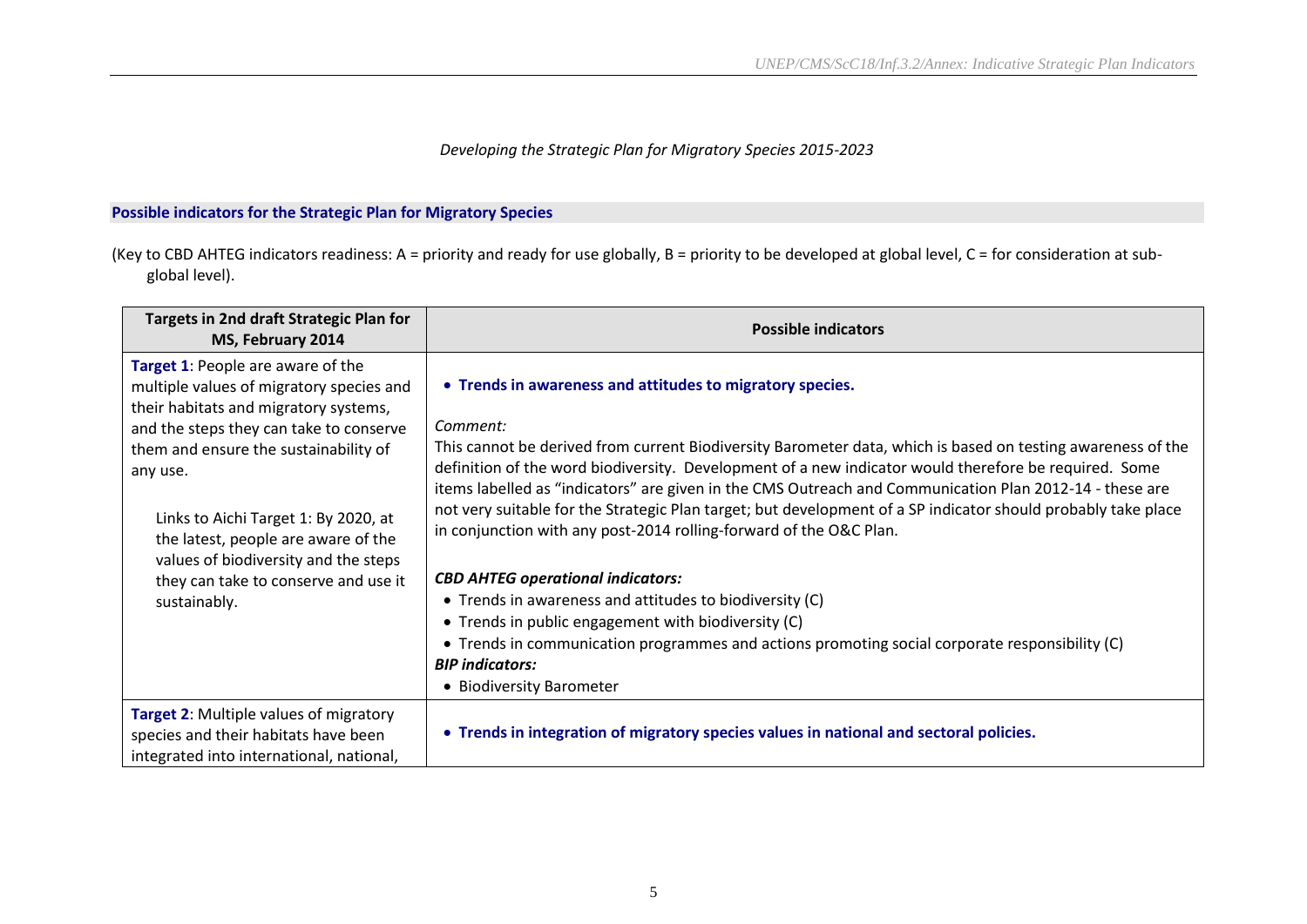*Developing the Strategic Plan for Migratory Species 2015-2023*

## Possible indicators for the Strategic Plan for Migratory Species

(Key to CBD AHTEG indicators readiness: A = priority and ready for use globally, B = priority to be developed at global level, C = for consideration at sub-global level).

| Targets in 2nd draft Strategic Plan for MS, February 2014 | Possible indicators |
|---|---|
| **Target 1**: People are aware of the multiple values of migratory species and their habitats and migratory systems, and the steps they can take to conserve them and ensure the sustainability of any use.<br><br>Links to Aichi Target 1: By 2020, at the latest, people are aware of the values of biodiversity and the steps they can take to conserve and use it sustainably. | • **Trends in awareness and attitudes to migratory species.**<br><br>*Comment:*<br>This cannot be derived from current Biodiversity Barometer data, which is based on testing awareness of the definition of the word biodiversity. Development of a new indicator would therefore be required. Some items labelled as "indicators" are given in the CMS Outreach and Communication Plan 2012-14 - these are not very suitable for the Strategic Plan target; but development of a SP indicator should probably take place in conjunction with any post-2014 rolling-forward of the O&C Plan.<br><br>***CBD AHTEG operational indicators:***<br>• Trends in awareness and attitudes to biodiversity (C)<br>• Trends in public engagement with biodiversity (C)<br>• Trends in communication programmes and actions promoting social corporate responsibility (C)<br>***BIP indicators:***<br>• Biodiversity Barometer |
| **Target 2**: Multiple values of migratory species and their habitats have been integrated into international, national, | • **Trends in integration of migratory species values in national and sectoral policies.** |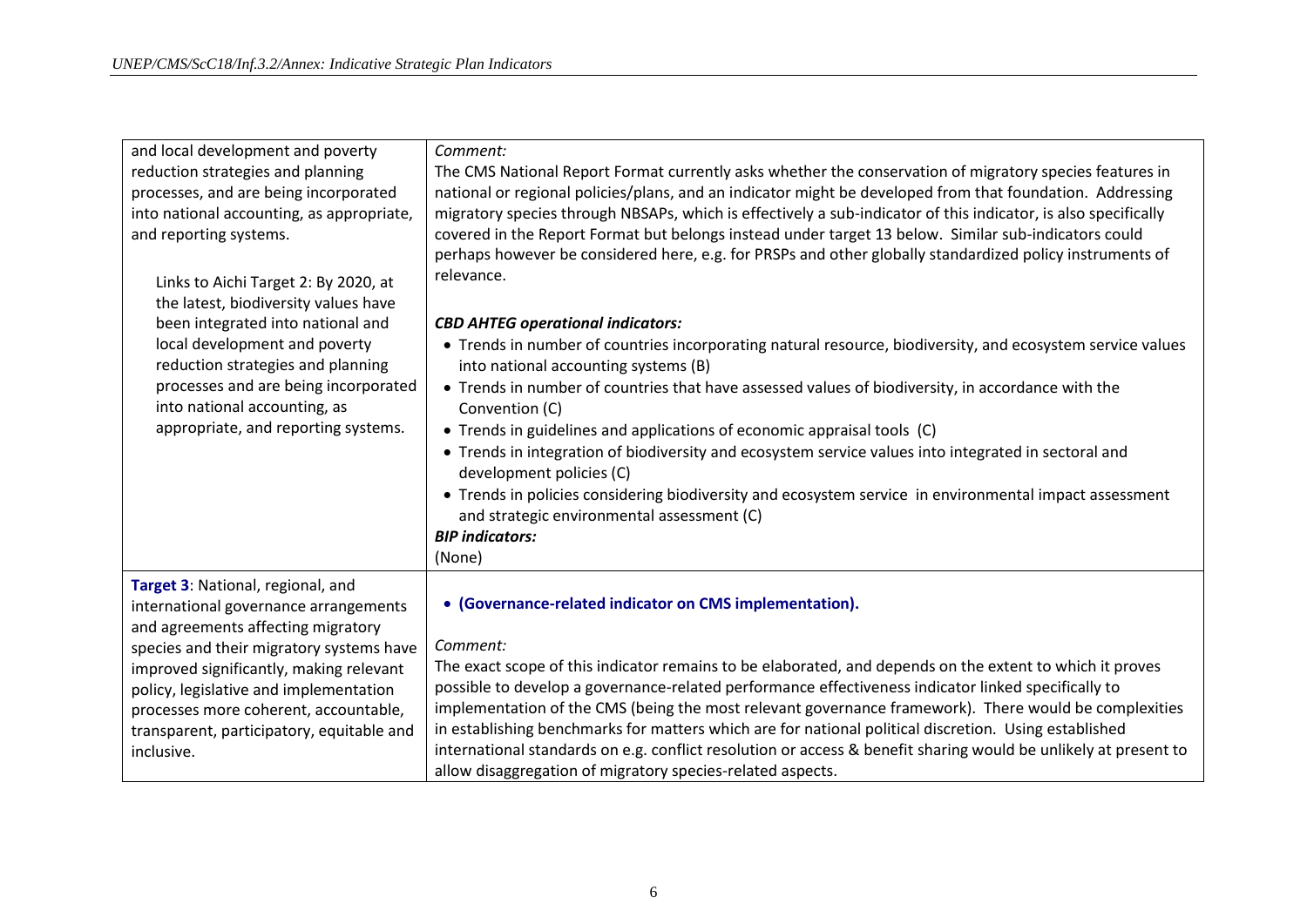| | |
|---|---|
| and local development and poverty reduction strategies and planning processes, and are being incorporated into national accounting, as appropriate, and reporting systems.<br><br>Links to Aichi Target 2: By 2020, at the latest, biodiversity values have been integrated into national and local development and poverty reduction strategies and planning processes and are being incorporated into national accounting, as appropriate, and reporting systems. | *Comment:*<br>The CMS National Report Format currently asks whether the conservation of migratory species features in national or regional policies/plans, and an indicator might be developed from that foundation. Addressing migratory species through NBSAPs, which is effectively a sub-indicator of this indicator, is also specifically covered in the Report Format but belongs instead under target 13 below. Similar sub-indicators could perhaps however be considered here, e.g. for PRSPs and other globally standardized policy instruments of relevance.<br><br>***CBD AHTEG operational indicators:***<br>• Trends in number of countries incorporating natural resource, biodiversity, and ecosystem service values into national accounting systems (B)<br>• Trends in number of countries that have assessed values of biodiversity, in accordance with the Convention (C)<br>• Trends in guidelines and applications of economic appraisal tools (C)<br>• Trends in integration of biodiversity and ecosystem service values into integrated in sectoral and development policies (C)<br>• Trends in policies considering biodiversity and ecosystem service in environmental impact assessment and strategic environmental assessment (C)<br>***BIP indicators:***<br>(None) |
| **Target 3**: National, regional, and international governance arrangements and agreements affecting migratory species and their migratory systems have improved significantly, making relevant policy, legislative and implementation processes more coherent, accountable, transparent, participatory, equitable and inclusive. | • **(Governance-related indicator on CMS implementation).**<br><br>*Comment:*<br>The exact scope of this indicator remains to be elaborated, and depends on the extent to which it proves possible to develop a governance-related performance effectiveness indicator linked specifically to implementation of the CMS (being the most relevant governance framework). There would be complexities in establishing benchmarks for matters which are for national political discretion. Using established international standards on e.g. conflict resolution or access & benefit sharing would be unlikely at present to allow disaggregation of migratory species-related aspects. |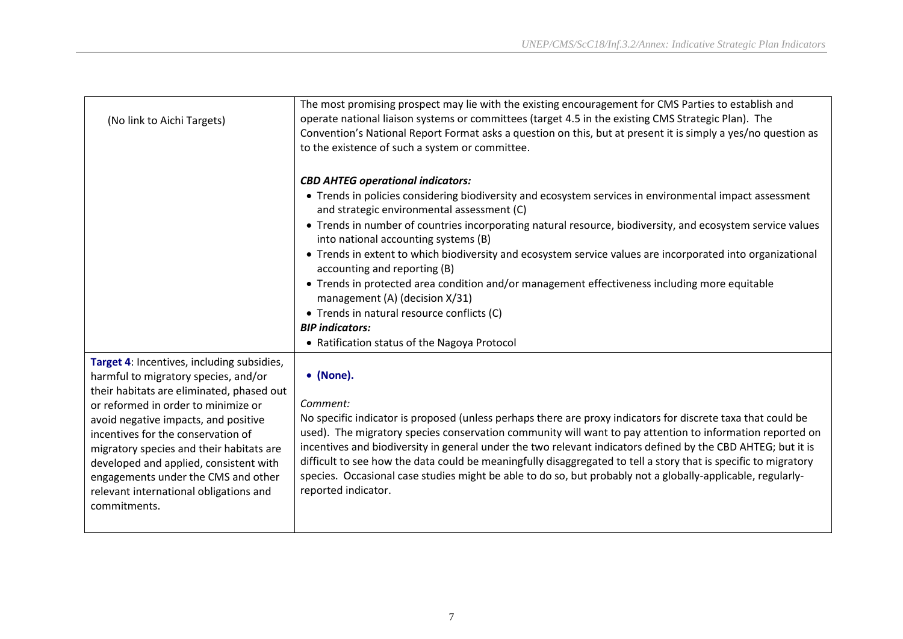| | |
|---|---|
| (No link to Aichi Targets) | The most promising prospect may lie with the existing encouragement for CMS Parties to establish and operate national liaison systems or committees (target 4.5 in the existing CMS Strategic Plan). The Convention's National Report Format asks a question on this, but at present it is simply a yes/no question as to the existence of such a system or committee.<br><br>***CBD AHTEG operational indicators:***<br>• Trends in policies considering biodiversity and ecosystem services in environmental impact assessment and strategic environmental assessment (C)<br>• Trends in number of countries incorporating natural resource, biodiversity, and ecosystem service values into national accounting systems (B)<br>• Trends in extent to which biodiversity and ecosystem service values are incorporated into organizational accounting and reporting (B)<br>• Trends in protected area condition and/or management effectiveness including more equitable management (A) (decision X/31)<br>• Trends in natural resource conflicts (C)<br>***BIP indicators:***<br>• Ratification status of the Nagoya Protocol |
| **Target 4**: Incentives, including subsidies, harmful to migratory species, and/or their habitats are eliminated, phased out or reformed in order to minimize or avoid negative impacts, and positive incentives for the conservation of migratory species and their habitats are developed and applied, consistent with engagements under the CMS and other relevant international obligations and commitments. | • **(None).**<br><br>*Comment:*<br>No specific indicator is proposed (unless perhaps there are proxy indicators for discrete taxa that could be used). The migratory species conservation community will want to pay attention to information reported on incentives and biodiversity in general under the two relevant indicators defined by the CBD AHTEG; but it is difficult to see how the data could be meaningfully disaggregated to tell a story that is specific to migratory species. Occasional case studies might be able to do so, but probably not a globally-applicable, regularly-reported indicator. |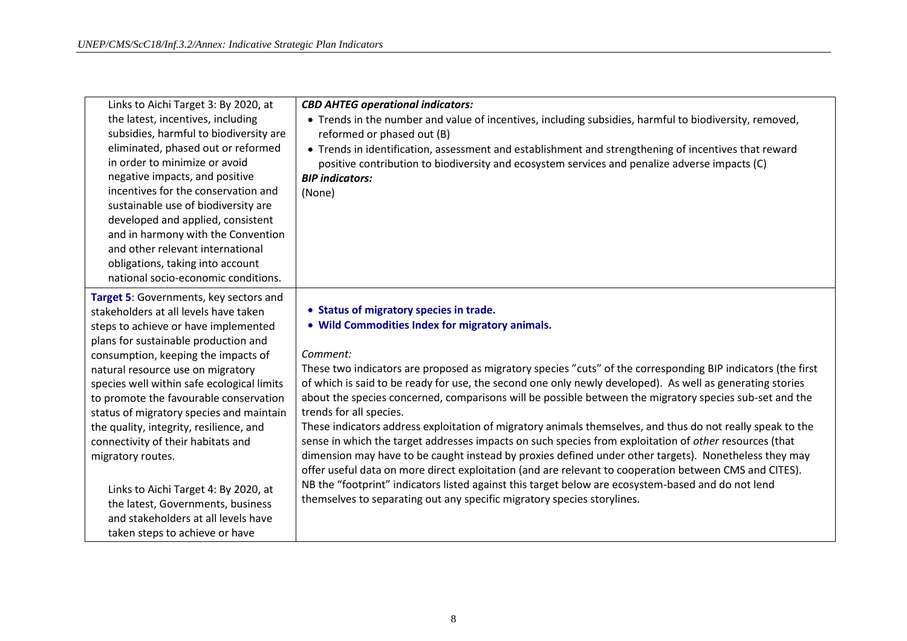| | |
|---|---|
| Links to Aichi Target 3: By 2020, at the latest, incentives, including subsidies, harmful to biodiversity are eliminated, phased out or reformed in order to minimize or avoid negative impacts, and positive incentives for the conservation and sustainable use of biodiversity are developed and applied, consistent and in harmony with the Convention and other relevant international obligations, taking into account national socio-economic conditions. | ***CBD AHTEG operational indicators:*** <br>• Trends in the number and value of incentives, including subsidies, harmful to biodiversity, removed, reformed or phased out (B) <br>• Trends in identification, assessment and establishment and strengthening of incentives that reward positive contribution to biodiversity and ecosystem services and penalize adverse impacts (C) <br>***BIP indicators:*** <br>(None) |
| **Target 5**: Governments, key sectors and stakeholders at all levels have taken steps to achieve or have implemented plans for sustainable production and consumption, keeping the impacts of natural resource use on migratory species well within safe ecological limits to promote the favourable conservation status of migratory species and maintain the quality, integrity, resilience, and connectivity of their habitats and migratory routes. <br><br>Links to Aichi Target 4: By 2020, at the latest, Governments, business and stakeholders at all levels have taken steps to achieve or have | • **Status of migratory species in trade.** <br>• **Wild Commodities Index for migratory animals.** <br><br>*Comment:* <br>These two indicators are proposed as migratory species "cuts" of the corresponding BIP indicators (the first of which is said to be ready for use, the second one only newly developed). As well as generating stories about the species concerned, comparisons will be possible between the migratory species sub-set and the trends for all species. <br>These indicators address exploitation of migratory animals themselves, and thus do not really speak to the sense in which the target addresses impacts on such species from exploitation of *other* resources (that dimension may have to be caught instead by proxies defined under other targets). Nonetheless they may offer useful data on more direct exploitation (and are relevant to cooperation between CMS and CITES). <br>NB the "footprint" indicators listed against this target below are ecosystem-based and do not lend themselves to separating out any specific migratory species storylines. |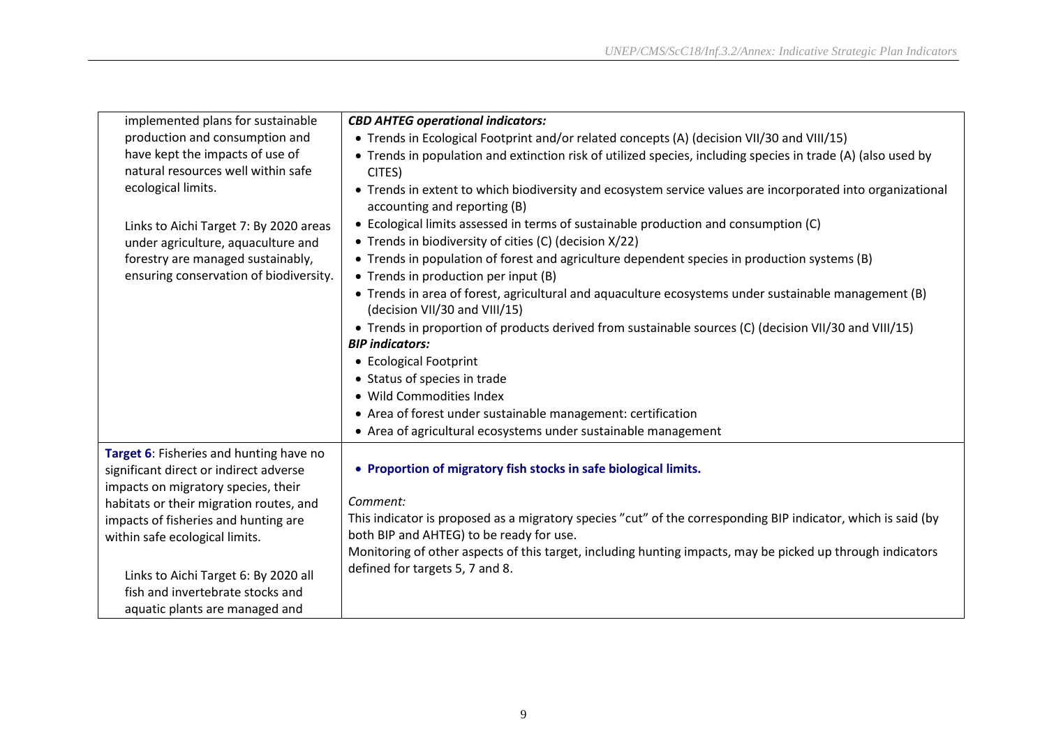| | |
|---|---|
| implemented plans for sustainable production and consumption and have kept the impacts of use of natural resources well within safe ecological limits.<br><br>Links to Aichi Target 7: By 2020 areas under agriculture, aquaculture and forestry are managed sustainably, ensuring conservation of biodiversity. | ***CBD AHTEG operational indicators:***<br>• Trends in Ecological Footprint and/or related concepts (A) (decision VII/30 and VIII/15)<br>• Trends in population and extinction risk of utilized species, including species in trade (A) (also used by CITES)<br>• Trends in extent to which biodiversity and ecosystem service values are incorporated into organizational accounting and reporting (B)<br>• Ecological limits assessed in terms of sustainable production and consumption (C)<br>• Trends in biodiversity of cities (C) (decision X/22)<br>• Trends in population of forest and agriculture dependent species in production systems (B)<br>• Trends in production per input (B)<br>• Trends in area of forest, agricultural and aquaculture ecosystems under sustainable management (B) (decision VII/30 and VIII/15)<br>• Trends in proportion of products derived from sustainable sources (C) (decision VII/30 and VIII/15)<br>***BIP indicators:***<br>• Ecological Footprint<br>• Status of species in trade<br>• Wild Commodities Index<br>• Area of forest under sustainable management: certification<br>• Area of agricultural ecosystems under sustainable management |
| **Target 6**: Fisheries and hunting have no significant direct or indirect adverse impacts on migratory species, their habitats or their migration routes, and impacts of fisheries and hunting are within safe ecological limits.<br><br>Links to Aichi Target 6: By 2020 all fish and invertebrate stocks and aquatic plants are managed and | • **Proportion of migratory fish stocks in safe biological limits.**<br><br>*Comment:*<br>This indicator is proposed as a migratory species "cut" of the corresponding BIP indicator, which is said (by both BIP and AHTEG) to be ready for use.<br>Monitoring of other aspects of this target, including hunting impacts, may be picked up through indicators defined for targets 5, 7 and 8. |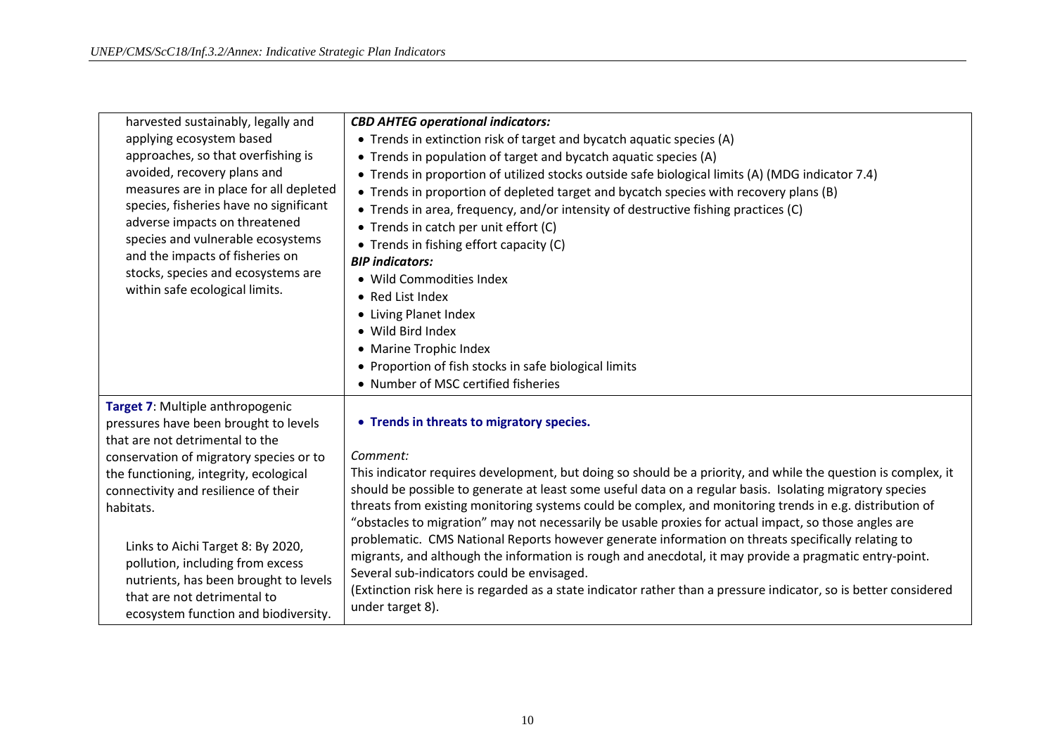| | |
|---|---|
| harvested sustainably, legally and applying ecosystem based approaches, so that overfishing is avoided, recovery plans and measures are in place for all depleted species, fisheries have no significant adverse impacts on threatened species and vulnerable ecosystems and the impacts of fisheries on stocks, species and ecosystems are within safe ecological limits. | ***CBD AHTEG operational indicators:*** <br>• Trends in extinction risk of target and bycatch aquatic species (A) <br>• Trends in population of target and bycatch aquatic species (A) <br>• Trends in proportion of utilized stocks outside safe biological limits (A) (MDG indicator 7.4) <br>• Trends in proportion of depleted target and bycatch species with recovery plans (B) <br>• Trends in area, frequency, and/or intensity of destructive fishing practices (C) <br>• Trends in catch per unit effort (C) <br>• Trends in fishing effort capacity (C) <br>***BIP indicators:*** <br>• Wild Commodities Index <br>• Red List Index <br>• Living Planet Index <br>• Wild Bird Index <br>• Marine Trophic Index <br>• Proportion of fish stocks in safe biological limits <br>• Number of MSC certified fisheries |
| **Target 7**: Multiple anthropogenic pressures have been brought to levels that are not detrimental to the conservation of migratory species or to the functioning, integrity, ecological connectivity and resilience of their habitats. <br><br>Links to Aichi Target 8: By 2020, pollution, including from excess nutrients, has been brought to levels that are not detrimental to ecosystem function and biodiversity. | • **Trends in threats to migratory species.** <br><br>*Comment:* <br>This indicator requires development, but doing so should be a priority, and while the question is complex, it should be possible to generate at least some useful data on a regular basis. Isolating migratory species threats from existing monitoring systems could be complex, and monitoring trends in e.g. distribution of "obstacles to migration" may not necessarily be usable proxies for actual impact, so those angles are problematic. CMS National Reports however generate information on threats specifically relating to migrants, and although the information is rough and anecdotal, it may provide a pragmatic entry-point. Several sub-indicators could be envisaged. <br>(Extinction risk here is regarded as a state indicator rather than a pressure indicator, so is better considered under target 8). |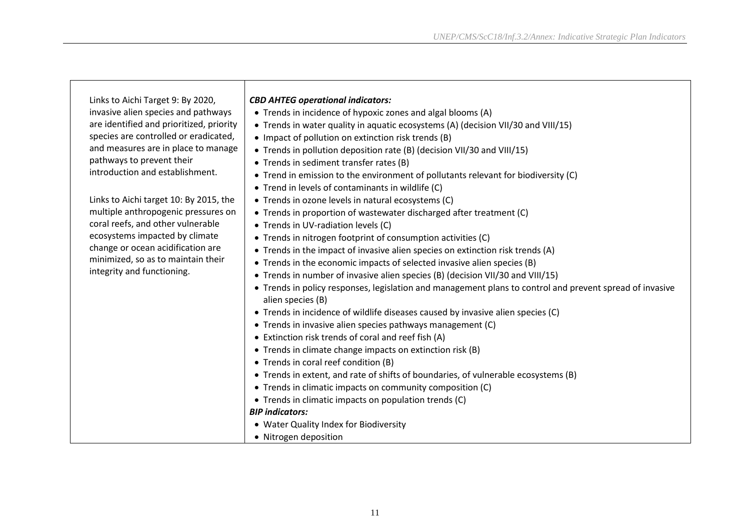| | |
|---|---|
| Links to Aichi Target 9: By 2020, invasive alien species and pathways are identified and prioritized, priority species are controlled or eradicated, and measures are in place to manage pathways to prevent their introduction and establishment.<br><br>Links to Aichi target 10: By 2015, the multiple anthropogenic pressures on coral reefs, and other vulnerable ecosystems impacted by climate change or ocean acidification are minimized, so as to maintain their integrity and functioning. | ***CBD AHTEG operational indicators:***<br>• Trends in incidence of hypoxic zones and algal blooms (A)<br>• Trends in water quality in aquatic ecosystems (A) (decision VII/30 and VIII/15)<br>• Impact of pollution on extinction risk trends (B)<br>• Trends in pollution deposition rate (B) (decision VII/30 and VIII/15)<br>• Trends in sediment transfer rates (B)<br>• Trend in emission to the environment of pollutants relevant for biodiversity (C)<br>• Trend in levels of contaminants in wildlife (C)<br>• Trends in ozone levels in natural ecosystems (C)<br>• Trends in proportion of wastewater discharged after treatment (C)<br>• Trends in UV-radiation levels (C)<br>• Trends in nitrogen footprint of consumption activities (C)<br>• Trends in the impact of invasive alien species on extinction risk trends (A)<br>• Trends in the economic impacts of selected invasive alien species (B)<br>• Trends in number of invasive alien species (B) (decision VII/30 and VIII/15)<br>• Trends in policy responses, legislation and management plans to control and prevent spread of invasive alien species (B)<br>• Trends in incidence of wildlife diseases caused by invasive alien species (C)<br>• Trends in invasive alien species pathways management (C)<br>• Extinction risk trends of coral and reef fish (A)<br>• Trends in climate change impacts on extinction risk (B)<br>• Trends in coral reef condition (B)<br>• Trends in extent, and rate of shifts of boundaries, of vulnerable ecosystems (B)<br>• Trends in climatic impacts on community composition (C)<br>• Trends in climatic impacts on population trends (C)<br>***BIP indicators:***<br>• Water Quality Index for Biodiversity<br>• Nitrogen deposition |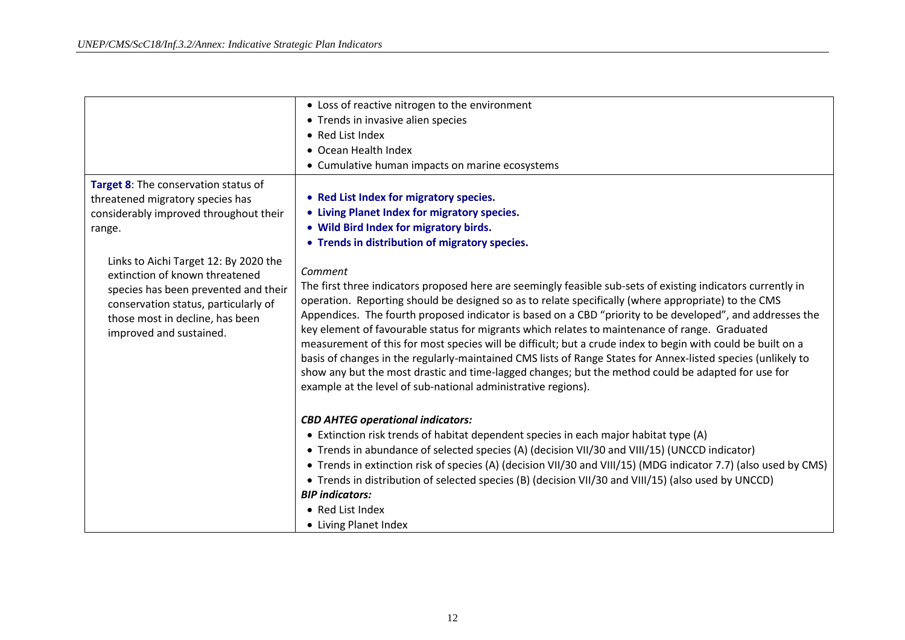| | |
|---|---|
| | • Loss of reactive nitrogen to the environment<br>• Trends in invasive alien species<br>• Red List Index<br>• Ocean Health Index<br>• Cumulative human impacts on marine ecosystems |
| **Target 8**: The conservation status of threatened migratory species has considerably improved throughout their range.<br><br>Links to Aichi Target 12: By 2020 the extinction of known threatened species has been prevented and their conservation status, particularly of those most in decline, has been improved and sustained. | • **Red List Index for migratory species.**<br>• **Living Planet Index for migratory species.**<br>• **Wild Bird Index for migratory birds.**<br>• **Trends in distribution of migratory species.**<br><br>*Comment*<br>The first three indicators proposed here are seemingly feasible sub-sets of existing indicators currently in operation. Reporting should be designed so as to relate specifically (where appropriate) to the CMS Appendices. The fourth proposed indicator is based on a CBD "priority to be developed", and addresses the key element of favourable status for migrants which relates to maintenance of range. Graduated measurement of this for most species will be difficult; but a crude index to begin with could be built on a basis of changes in the regularly-maintained CMS lists of Range States for Annex-listed species (unlikely to show any but the most drastic and time-lagged changes; but the method could be adapted for use for example at the level of sub-national administrative regions).<br><br>***CBD AHTEG operational indicators:***<br>• Extinction risk trends of habitat dependent species in each major habitat type (A)<br>• Trends in abundance of selected species (A) (decision VII/30 and VIII/15) (UNCCD indicator)<br>• Trends in extinction risk of species (A) (decision VII/30 and VIII/15) (MDG indicator 7.7) (also used by CMS)<br>• Trends in distribution of selected species (B) (decision VII/30 and VIII/15) (also used by UNCCD)<br>***BIP indicators:***<br>• Red List Index<br>• Living Planet Index |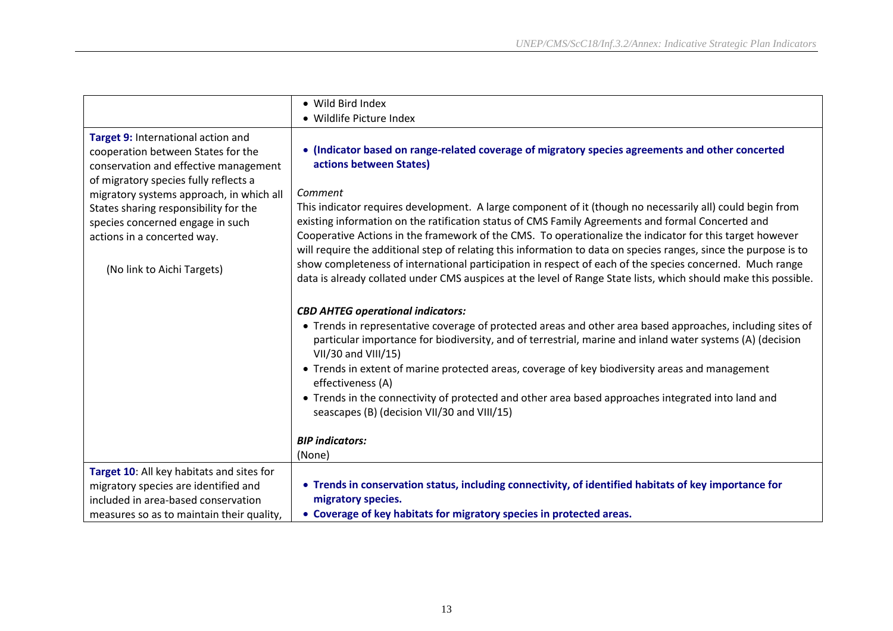|  |  |
|---|---|
|  | • Wild Bird Index<br>• Wildlife Picture Index |
| **Target 9:** International action and cooperation between States for the conservation and effective management of migratory species fully reflects a migratory systems approach, in which all States sharing responsibility for the species concerned engage in such actions in a concerted way.<br><br>(No link to Aichi Targets) | • **(Indicator based on range-related coverage of migratory species agreements and other concerted actions between States)**<br><br>*Comment*<br>This indicator requires development. A large component of it (though no necessarily all) could begin from existing information on the ratification status of CMS Family Agreements and formal Concerted and Cooperative Actions in the framework of the CMS. To operationalize the indicator for this target however will require the additional step of relating this information to data on species ranges, since the purpose is to show completeness of international participation in respect of each of the species concerned. Much range data is already collated under CMS auspices at the level of Range State lists, which should make this possible.<br><br>***CBD AHTEG operational indicators:***<br>• Trends in representative coverage of protected areas and other area based approaches, including sites of particular importance for biodiversity, and of terrestrial, marine and inland water systems (A) (decision VII/30 and VIII/15)<br>• Trends in extent of marine protected areas, coverage of key biodiversity areas and management effectiveness (A)<br>• Trends in the connectivity of protected and other area based approaches integrated into land and seascapes (B) (decision VII/30 and VIII/15)<br><br>***BIP indicators:***<br>(None) |
| **Target 10**: All key habitats and sites for migratory species are identified and included in area-based conservation measures so as to maintain their quality, | • **Trends in conservation status, including connectivity, of identified habitats of key importance for migratory species.**<br>• **Coverage of key habitats for migratory species in protected areas.** |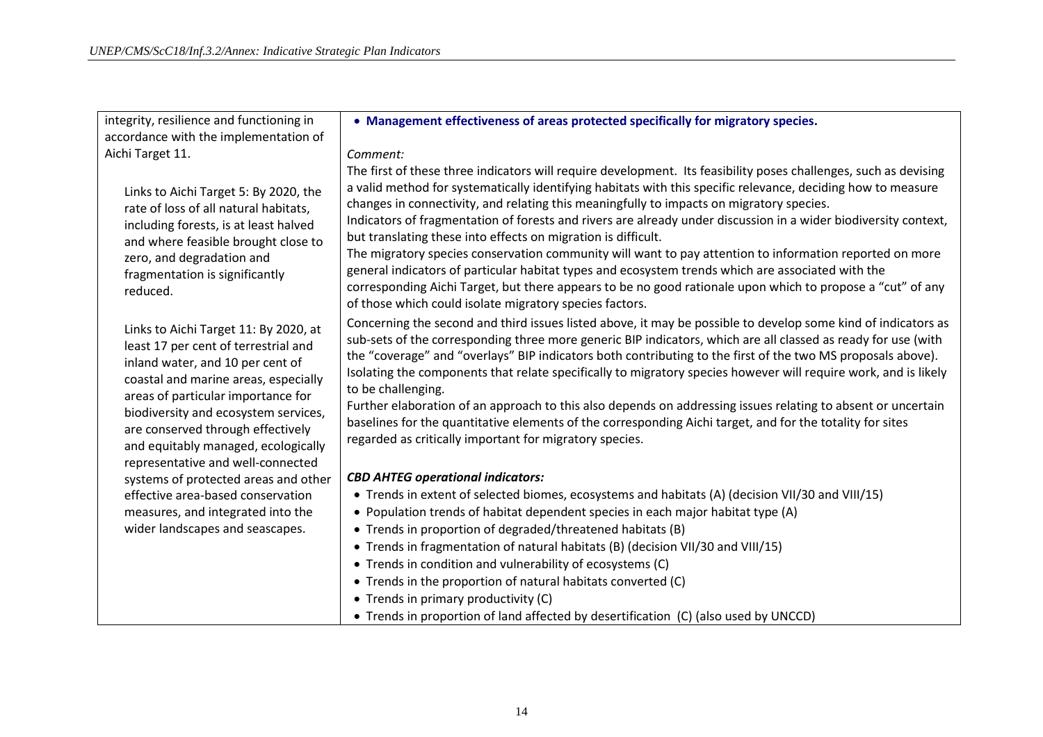| | |
|---|---|
| integrity, resilience and functioning in accordance with the implementation of Aichi Target 11.<br><br>Links to Aichi Target 5: By 2020, the rate of loss of all natural habitats, including forests, is at least halved and where feasible brought close to zero, and degradation and fragmentation is significantly reduced.<br><br>Links to Aichi Target 11: By 2020, at least 17 per cent of terrestrial and inland water, and 10 per cent of coastal and marine areas, especially areas of particular importance for biodiversity and ecosystem services, are conserved through effectively and equitably managed, ecologically representative and well-connected systems of protected areas and other effective area-based conservation measures, and integrated into the wider landscapes and seascapes. | • **Management effectiveness of areas protected specifically for migratory species.**<br><br>*Comment:*<br>The first of these three indicators will require development. Its feasibility poses challenges, such as devising a valid method for systematically identifying habitats with this specific relevance, deciding how to measure changes in connectivity, and relating this meaningfully to impacts on migratory species.<br>Indicators of fragmentation of forests and rivers are already under discussion in a wider biodiversity context, but translating these into effects on migration is difficult.<br>The migratory species conservation community will want to pay attention to information reported on more general indicators of particular habitat types and ecosystem trends which are associated with the corresponding Aichi Target, but there appears to be no good rationale upon which to propose a "cut" of any of those which could isolate migratory species factors.<br>Concerning the second and third issues listed above, it may be possible to develop some kind of indicators as sub-sets of the corresponding three more generic BIP indicators, which are all classed as ready for use (with the "coverage" and "overlays" BIP indicators both contributing to the first of the two MS proposals above). Isolating the components that relate specifically to migratory species however will require work, and is likely to be challenging.<br>Further elaboration of an approach to this also depends on addressing issues relating to absent or uncertain baselines for the quantitative elements of the corresponding Aichi target, and for the totality for sites regarded as critically important for migratory species.<br><br>***CBD AHTEG operational indicators:***<br>• Trends in extent of selected biomes, ecosystems and habitats (A) (decision VII/30 and VIII/15)<br>• Population trends of habitat dependent species in each major habitat type (A)<br>• Trends in proportion of degraded/threatened habitats (B)<br>• Trends in fragmentation of natural habitats (B) (decision VII/30 and VIII/15)<br>• Trends in condition and vulnerability of ecosystems (C)<br>• Trends in the proportion of natural habitats converted (C)<br>• Trends in primary productivity (C)<br>• Trends in proportion of land affected by desertification (C) (also used by UNCCD) |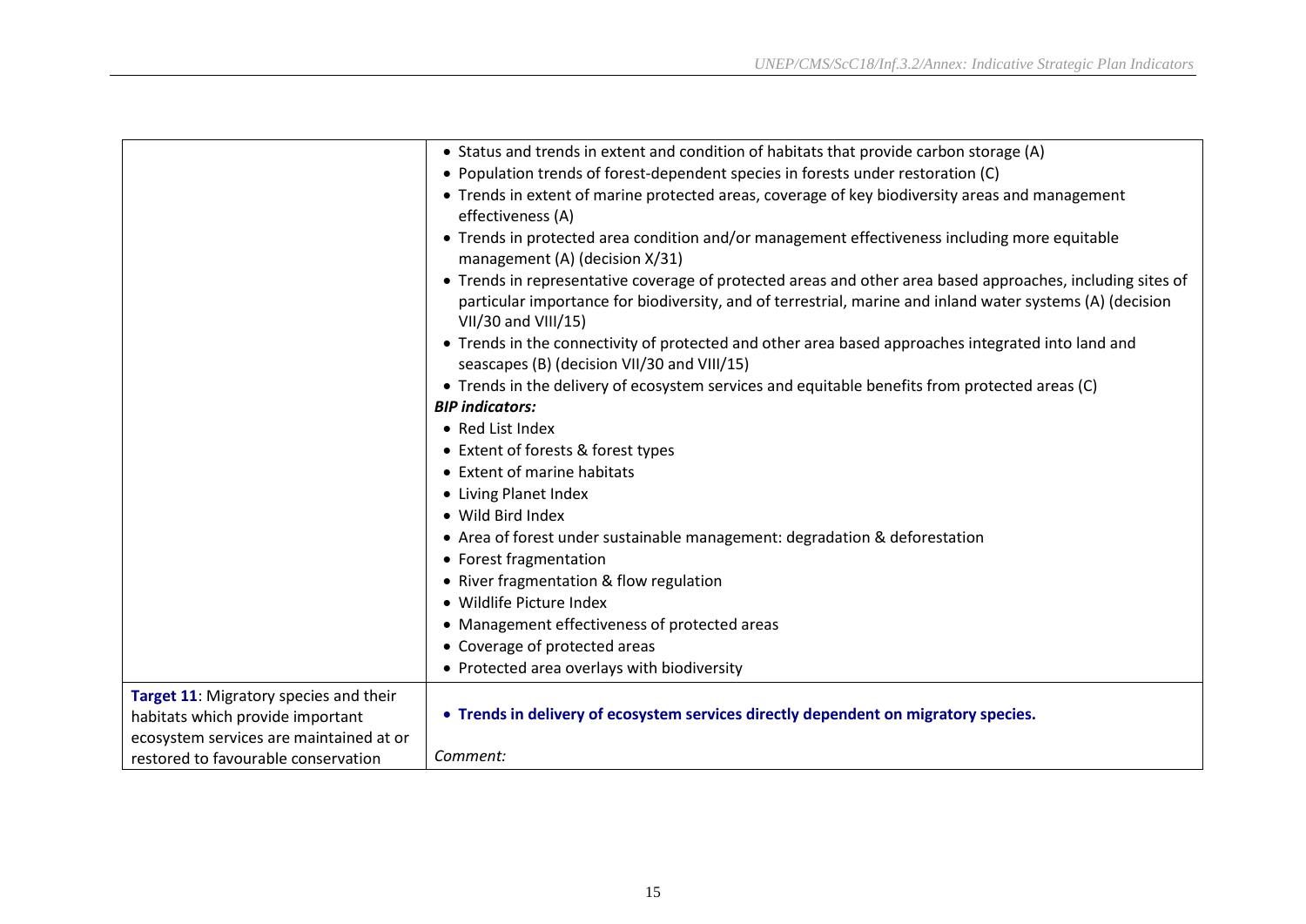| | |
|---|---|
| | • Status and trends in extent and condition of habitats that provide carbon storage (A)<br>• Population trends of forest-dependent species in forests under restoration (C)<br>• Trends in extent of marine protected areas, coverage of key biodiversity areas and management effectiveness (A)<br>• Trends in protected area condition and/or management effectiveness including more equitable management (A) (decision X/31)<br>• Trends in representative coverage of protected areas and other area based approaches, including sites of particular importance for biodiversity, and of terrestrial, marine and inland water systems (A) (decision VII/30 and VIII/15)<br>• Trends in the connectivity of protected and other area based approaches integrated into land and seascapes (B) (decision VII/30 and VIII/15)<br>• Trends in the delivery of ecosystem services and equitable benefits from protected areas (C)<br>***BIP indicators:***<br>• Red List Index<br>• Extent of forests & forest types<br>• Extent of marine habitats<br>• Living Planet Index<br>• Wild Bird Index<br>• Area of forest under sustainable management: degradation & deforestation<br>• Forest fragmentation<br>• River fragmentation & flow regulation<br>• Wildlife Picture Index<br>• Management effectiveness of protected areas<br>• Coverage of protected areas<br>• Protected area overlays with biodiversity |
| **Target 11**: Migratory species and their habitats which provide important ecosystem services are maintained at or restored to favourable conservation | • **Trends in delivery of ecosystem services directly dependent on migratory species.**<br><br>*Comment:* |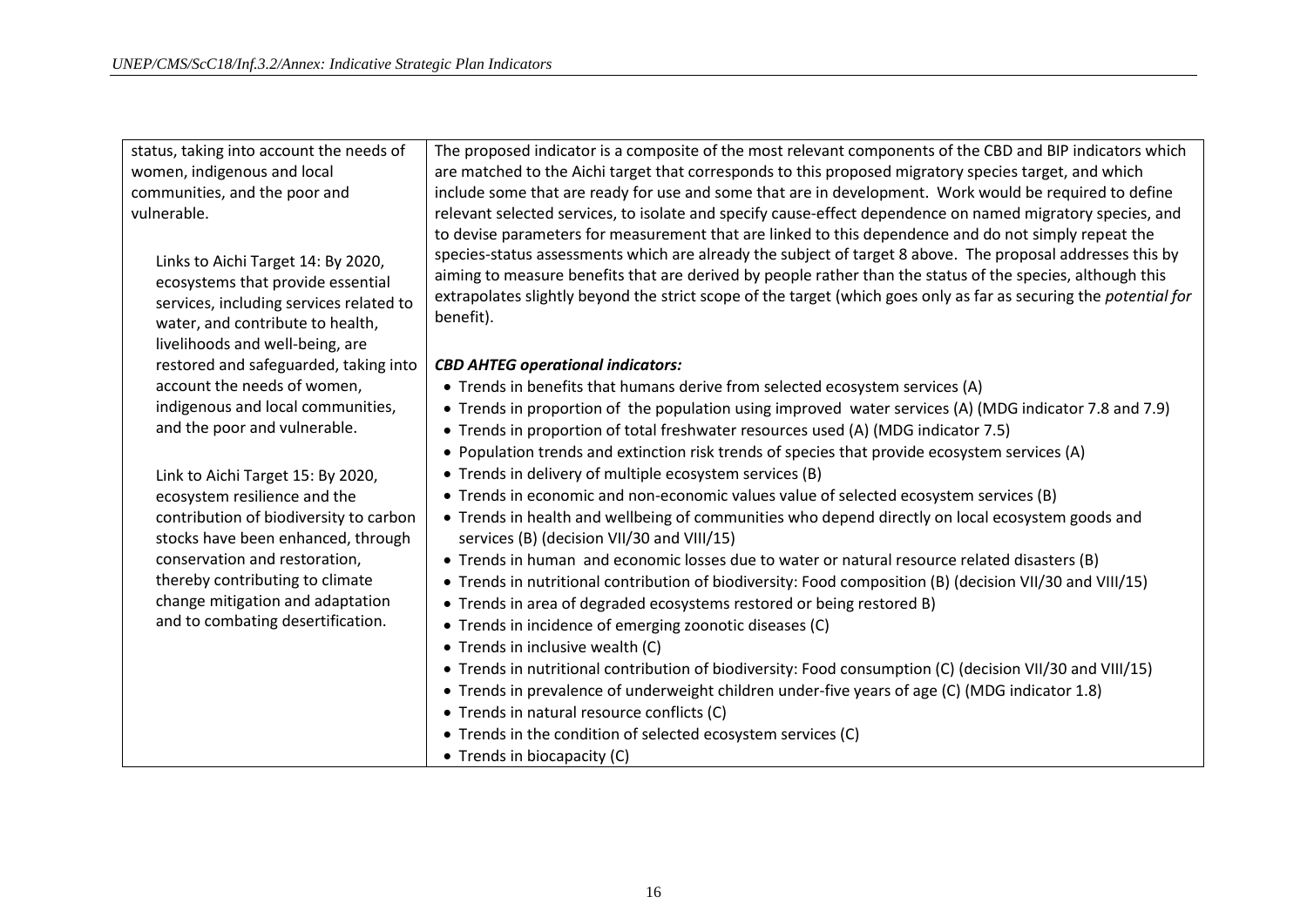| | |
|---|---|
| status, taking into account the needs of women, indigenous and local communities, and the poor and vulnerable.<br><br>Links to Aichi Target 14: By 2020, ecosystems that provide essential services, including services related to water, and contribute to health, livelihoods and well-being, are restored and safeguarded, taking into account the needs of women, indigenous and local communities, and the poor and vulnerable.<br><br>Link to Aichi Target 15: By 2020, ecosystem resilience and the contribution of biodiversity to carbon stocks have been enhanced, through conservation and restoration, thereby contributing to climate change mitigation and adaptation and to combating desertification. | The proposed indicator is a composite of the most relevant components of the CBD and BIP indicators which are matched to the Aichi target that corresponds to this proposed migratory species target, and which include some that are ready for use and some that are in development. Work would be required to define relevant selected services, to isolate and specify cause-effect dependence on named migratory species, and to devise parameters for measurement that are linked to this dependence and do not simply repeat the species-status assessments which are already the subject of target 8 above. The proposal addresses this by aiming to measure benefits that are derived by people rather than the status of the species, although this extrapolates slightly beyond the strict scope of the target (which goes only as far as securing the *potential for* benefit).<br><br>***CBD AHTEG operational indicators:***<br>• Trends in benefits that humans derive from selected ecosystem services (A)<br>• Trends in proportion of the population using improved water services (A) (MDG indicator 7.8 and 7.9)<br>• Trends in proportion of total freshwater resources used (A) (MDG indicator 7.5)<br>• Population trends and extinction risk trends of species that provide ecosystem services (A)<br>• Trends in delivery of multiple ecosystem services (B)<br>• Trends in economic and non-economic values value of selected ecosystem services (B)<br>• Trends in health and wellbeing of communities who depend directly on local ecosystem goods and services (B) (decision VII/30 and VIII/15)<br>• Trends in human and economic losses due to water or natural resource related disasters (B)<br>• Trends in nutritional contribution of biodiversity: Food composition (B) (decision VII/30 and VIII/15)<br>• Trends in area of degraded ecosystems restored or being restored B)<br>• Trends in incidence of emerging zoonotic diseases (C)<br>• Trends in inclusive wealth (C)<br>• Trends in nutritional contribution of biodiversity: Food consumption (C) (decision VII/30 and VIII/15)<br>• Trends in prevalence of underweight children under-five years of age (C) (MDG indicator 1.8)<br>• Trends in natural resource conflicts (C)<br>• Trends in the condition of selected ecosystem services (C)<br>• Trends in biocapacity (C) |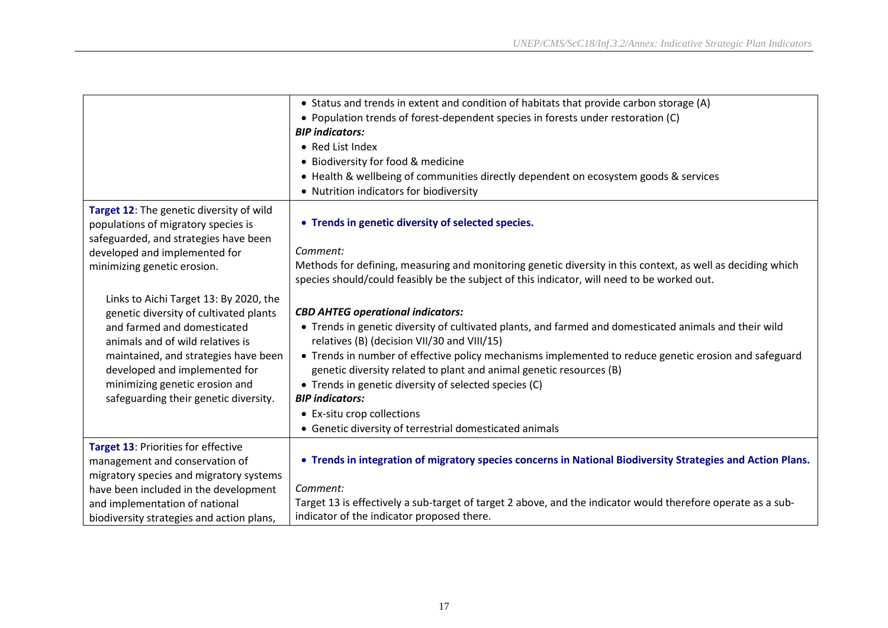| | |
|---|---|
| | • Status and trends in extent and condition of habitats that provide carbon storage (A)<br>• Population trends of forest-dependent species in forests under restoration (C)<br>***BIP indicators:***<br>• Red List Index<br>• Biodiversity for food & medicine<br>• Health & wellbeing of communities directly dependent on ecosystem goods & services<br>• Nutrition indicators for biodiversity |
| **Target 12**: The genetic diversity of wild populations of migratory species is safeguarded, and strategies have been developed and implemented for minimizing genetic erosion.<br><br>Links to Aichi Target 13: By 2020, the genetic diversity of cultivated plants and farmed and domesticated animals and of wild relatives is maintained, and strategies have been developed and implemented for minimizing genetic erosion and safeguarding their genetic diversity. | • **Trends in genetic diversity of selected species.**<br><br>*Comment:*<br>Methods for defining, measuring and monitoring genetic diversity in this context, as well as deciding which species should/could feasibly be the subject of this indicator, will need to be worked out.<br><br>***CBD AHTEG operational indicators:***<br>• Trends in genetic diversity of cultivated plants, and farmed and domesticated animals and their wild relatives (B) (decision VII/30 and VIII/15)<br>• Trends in number of effective policy mechanisms implemented to reduce genetic erosion and safeguard genetic diversity related to plant and animal genetic resources (B)<br>• Trends in genetic diversity of selected species (C)<br>***BIP indicators:***<br>• Ex-situ crop collections<br>• Genetic diversity of terrestrial domesticated animals |
| **Target 13**: Priorities for effective management and conservation of migratory species and migratory systems have been included in the development and implementation of national biodiversity strategies and action plans, | • **Trends in integration of migratory species concerns in National Biodiversity Strategies and Action Plans.**<br><br>*Comment:*<br>Target 13 is effectively a sub-target of target 2 above, and the indicator would therefore operate as a sub-indicator of the indicator proposed there. |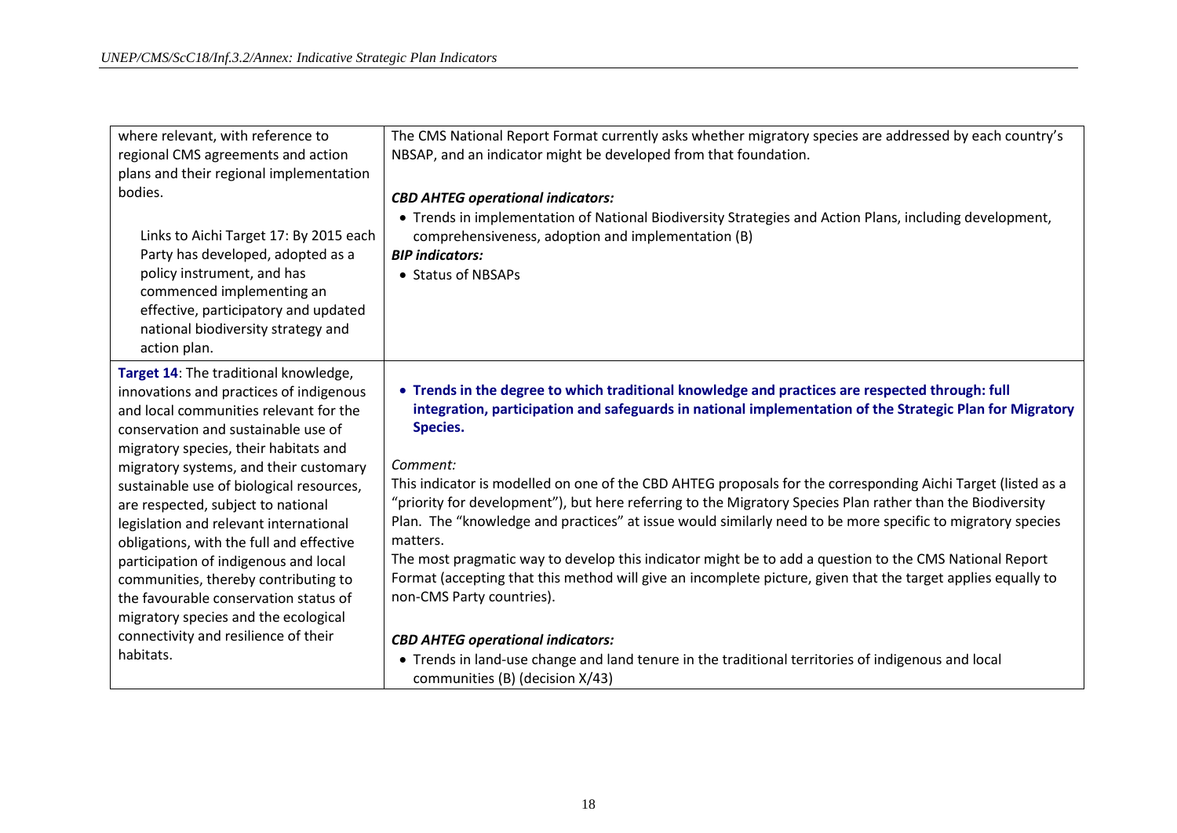| | |
|---|---|
| where relevant, with reference to regional CMS agreements and action plans and their regional implementation bodies.<br><br>Links to Aichi Target 17: By 2015 each Party has developed, adopted as a policy instrument, and has commenced implementing an effective, participatory and updated national biodiversity strategy and action plan. | The CMS National Report Format currently asks whether migratory species are addressed by each country's NBSAP, and an indicator might be developed from that foundation.<br><br>***CBD AHTEG operational indicators:***<br>• Trends in implementation of National Biodiversity Strategies and Action Plans, including development, comprehensiveness, adoption and implementation (B)<br>***BIP indicators:***<br>• Status of NBSAPs |
| **Target 14**: The traditional knowledge, innovations and practices of indigenous and local communities relevant for the conservation and sustainable use of migratory species, their habitats and migratory systems, and their customary sustainable use of biological resources, are respected, subject to national legislation and relevant international obligations, with the full and effective participation of indigenous and local communities, thereby contributing to the favourable conservation status of migratory species and the ecological connectivity and resilience of their habitats. | • **Trends in the degree to which traditional knowledge and practices are respected through: full integration, participation and safeguards in national implementation of the Strategic Plan for Migratory Species.**<br><br>*Comment:*<br>This indicator is modelled on one of the CBD AHTEG proposals for the corresponding Aichi Target (listed as a "priority for development"), but here referring to the Migratory Species Plan rather than the Biodiversity Plan. The "knowledge and practices" at issue would similarly need to be more specific to migratory species matters.<br>The most pragmatic way to develop this indicator might be to add a question to the CMS National Report Format (accepting that this method will give an incomplete picture, given that the target applies equally to non-CMS Party countries).<br><br>***CBD AHTEG operational indicators:***<br>• Trends in land-use change and land tenure in the traditional territories of indigenous and local communities (B) (decision X/43) |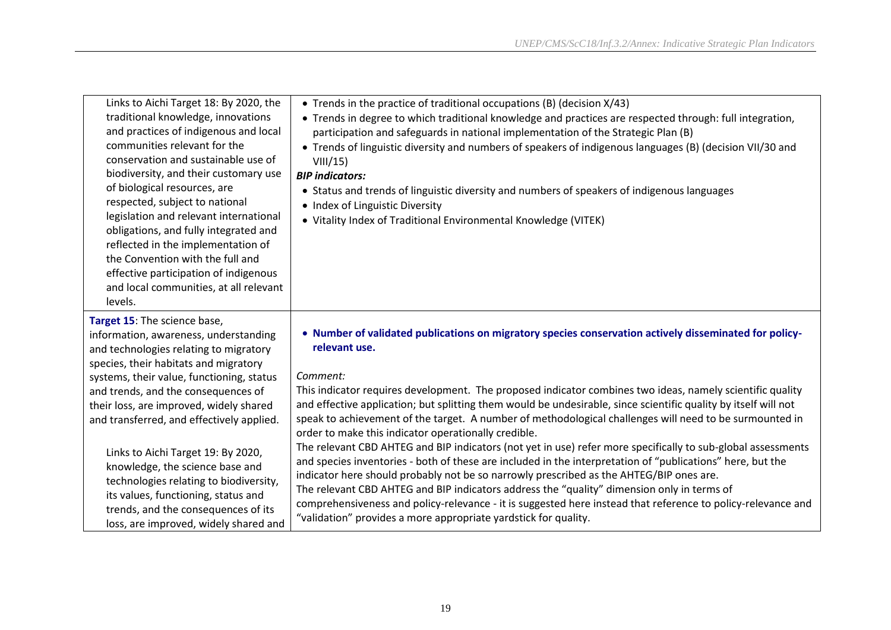| | |
|---|---|
| Links to Aichi Target 18: By 2020, the traditional knowledge, innovations and practices of indigenous and local communities relevant for the conservation and sustainable use of biodiversity, and their customary use of biological resources, are respected, subject to national legislation and relevant international obligations, and fully integrated and reflected in the implementation of the Convention with the full and effective participation of indigenous and local communities, at all relevant levels. | • Trends in the practice of traditional occupations (B) (decision X/43)<br>• Trends in degree to which traditional knowledge and practices are respected through: full integration, participation and safeguards in national implementation of the Strategic Plan (B)<br>• Trends of linguistic diversity and numbers of speakers of indigenous languages (B) (decision VII/30 and VIII/15)<br>***BIP indicators:***<br>• Status and trends of linguistic diversity and numbers of speakers of indigenous languages<br>• Index of Linguistic Diversity<br>• Vitality Index of Traditional Environmental Knowledge (VITEK) |
| **Target 15**: The science base, information, awareness, understanding and technologies relating to migratory species, their habitats and migratory systems, their value, functioning, status and trends, and the consequences of their loss, are improved, widely shared and transferred, and effectively applied.<br><br>Links to Aichi Target 19: By 2020, knowledge, the science base and technologies relating to biodiversity, its values, functioning, status and trends, and the consequences of its loss, are improved, widely shared and | • **Number of validated publications on migratory species conservation actively disseminated for policy-relevant use.**<br><br>*Comment:*<br>This indicator requires development. The proposed indicator combines two ideas, namely scientific quality and effective application; but splitting them would be undesirable, since scientific quality by itself will not speak to achievement of the target. A number of methodological challenges will need to be surmounted in order to make this indicator operationally credible.<br>The relevant CBD AHTEG and BIP indicators (not yet in use) refer more specifically to sub-global assessments and species inventories - both of these are included in the interpretation of "publications" here, but the indicator here should probably not be so narrowly prescribed as the AHTEG/BIP ones are.<br>The relevant CBD AHTEG and BIP indicators address the "quality" dimension only in terms of comprehensiveness and policy-relevance - it is suggested here instead that reference to policy-relevance and "validation" provides a more appropriate yardstick for quality. |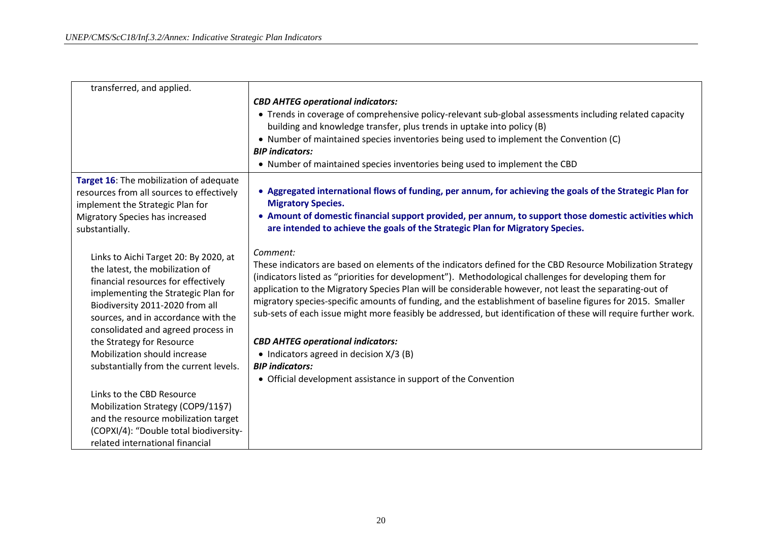| | |
|---|---|
| transferred, and applied. | ***CBD AHTEG operational indicators:***<br>• Trends in coverage of comprehensive policy-relevant sub-global assessments including related capacity building and knowledge transfer, plus trends in uptake into policy (B)<br>• Number of maintained species inventories being used to implement the Convention (C)<br>***BIP indicators:***<br>• Number of maintained species inventories being used to implement the CBD |
| **Target 16**: The mobilization of adequate resources from all sources to effectively implement the Strategic Plan for Migratory Species has increased substantially.<br><br>Links to Aichi Target 20: By 2020, at the latest, the mobilization of financial resources for effectively implementing the Strategic Plan for Biodiversity 2011-2020 from all sources, and in accordance with the consolidated and agreed process in the Strategy for Resource Mobilization should increase substantially from the current levels.<br><br>Links to the CBD Resource Mobilization Strategy (COP9/11§7) and the resource mobilization target (COPXI/4): "Double total biodiversity-related international financial | • **Aggregated international flows of funding, per annum, for achieving the goals of the Strategic Plan for Migratory Species.**<br>• **Amount of domestic financial support provided, per annum, to support those domestic activities which are intended to achieve the goals of the Strategic Plan for Migratory Species.**<br><br>*Comment:*<br>These indicators are based on elements of the indicators defined for the CBD Resource Mobilization Strategy (indicators listed as "priorities for development"). Methodological challenges for developing them for application to the Migratory Species Plan will be considerable however, not least the separating-out of migratory species-specific amounts of funding, and the establishment of baseline figures for 2015. Smaller sub-sets of each issue might more feasibly be addressed, but identification of these will require further work.<br><br>***CBD AHTEG operational indicators:***<br>• Indicators agreed in decision X/3 (B)<br>***BIP indicators:***<br>• Official development assistance in support of the Convention |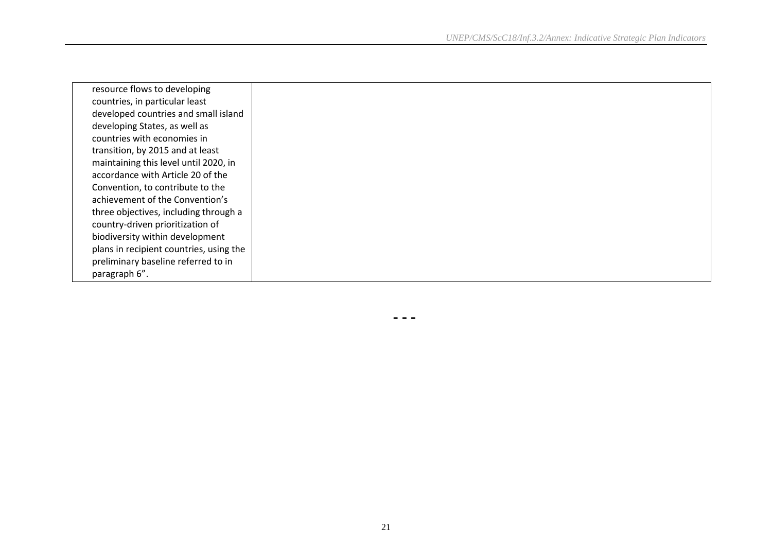| | |
|---|---|
| resource flows to developing countries, in particular least developed countries and small island developing States, as well as countries with economies in transition, by 2015 and at least maintaining this level until 2020, in accordance with Article 20 of the Convention, to contribute to the achievement of the Convention's three objectives, including through a country-driven prioritization of biodiversity within development plans in recipient countries, using the preliminary baseline referred to in paragraph 6". | |

- - -